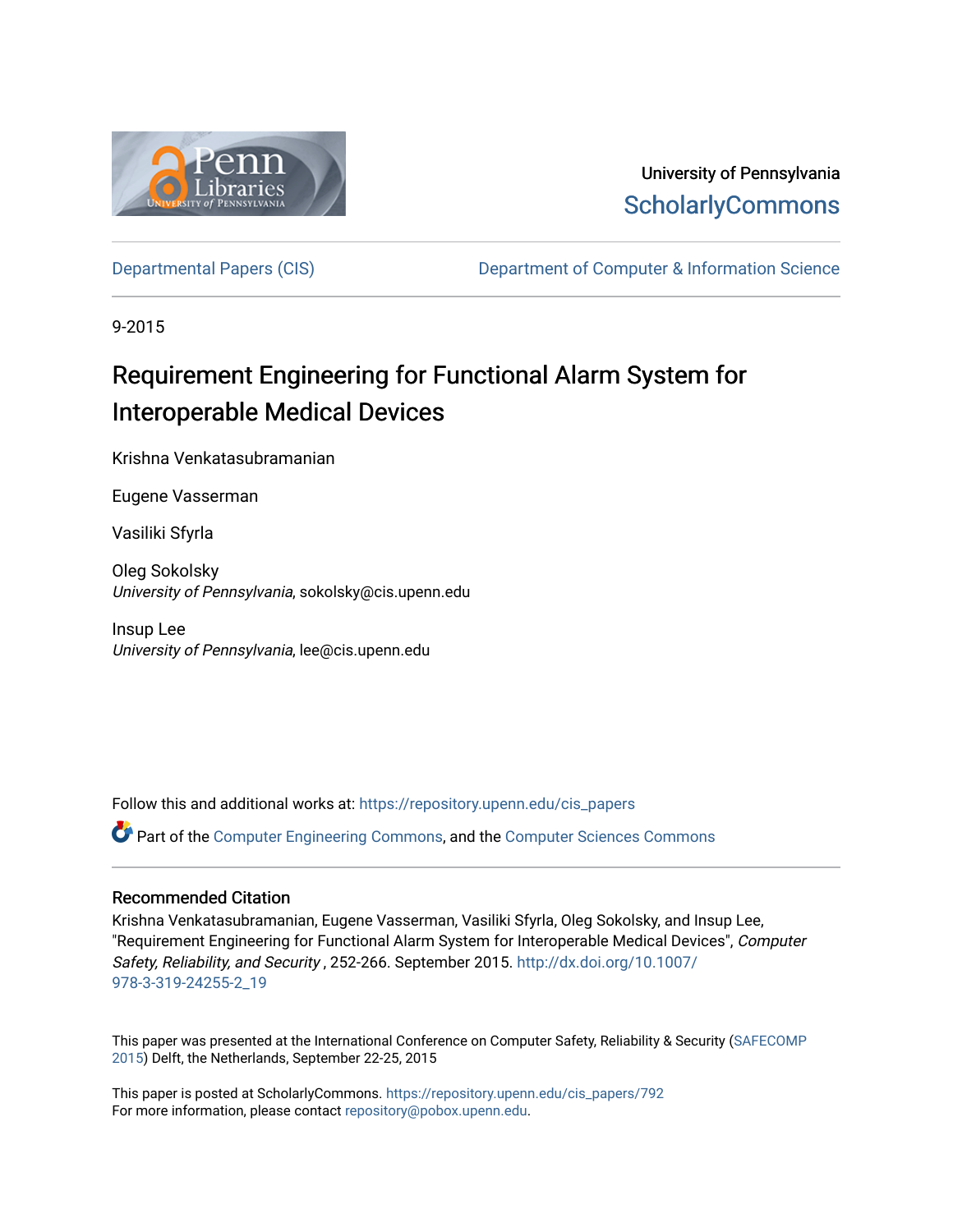University of Pennsylvania
ScholarlyCommons

Departmental Papers (CIS) | Department of Computer & Information Science

9-2015

# Requirement Engineering for Functional Alarm System for Interoperable Medical Devices

Krishna Venkatasubramanian

Eugene Vasserman

Vasiliki Sfyrla

Oleg Sokolsky
*University of Pennsylvania*, sokolsky@cis.upenn.edu

Insup Lee
*University of Pennsylvania*, lee@cis.upenn.edu

Follow this and additional works at: https://repository.upenn.edu/cis_papers

Part of the Computer Engineering Commons, and the Computer Sciences Commons

## Recommended Citation

Krishna Venkatasubramanian, Eugene Vasserman, Vasiliki Sfyrla, Oleg Sokolsky, and Insup Lee, "Requirement Engineering for Functional Alarm System for Interoperable Medical Devices", *Computer Safety, Reliability, and Security* , 252-266. September 2015. http://dx.doi.org/10.1007/978-3-319-24255-2_19

This paper was presented at the International Conference on Computer Safety, Reliability & Security (SAFECOMP 2015) Delft, the Netherlands, September 22-25, 2015

This paper is posted at ScholarlyCommons. https://repository.upenn.edu/cis_papers/792
For more information, please contact repository@pobox.upenn.edu.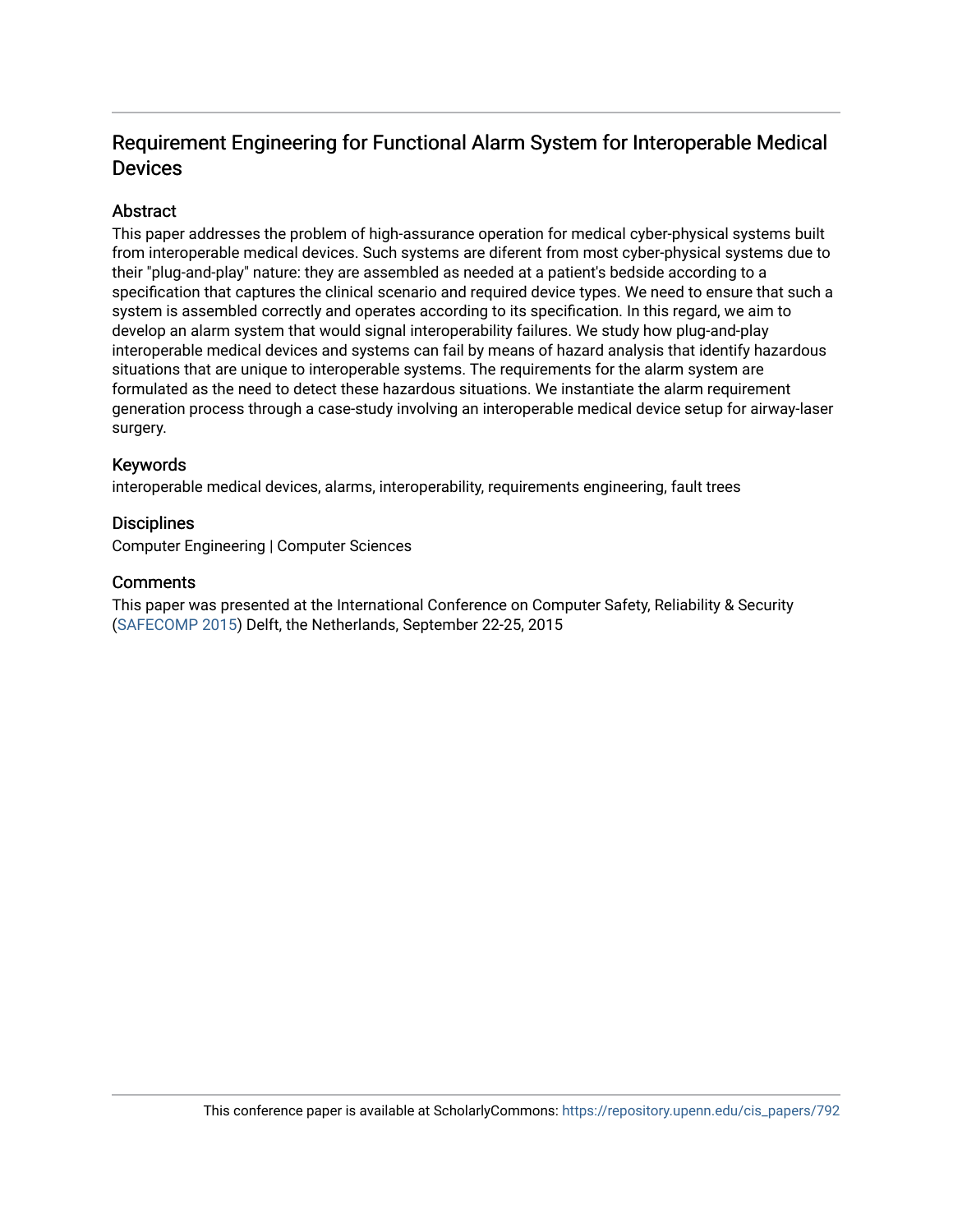# Requirement Engineering for Functional Alarm System for Interoperable Medical Devices

## Abstract

This paper addresses the problem of high-assurance operation for medical cyber-physical systems built from interoperable medical devices. Such systems are diferent from most cyber-physical systems due to their "plug-and-play" nature: they are assembled as needed at a patient's bedside according to a specification that captures the clinical scenario and required device types. We need to ensure that such a system is assembled correctly and operates according to its specification. In this regard, we aim to develop an alarm system that would signal interoperability failures. We study how plug-and-play interoperable medical devices and systems can fail by means of hazard analysis that identify hazardous situations that are unique to interoperable systems. The requirements for the alarm system are formulated as the need to detect these hazardous situations. We instantiate the alarm requirement generation process through a case-study involving an interoperable medical device setup for airway-laser surgery.

## Keywords

interoperable medical devices, alarms, interoperability, requirements engineering, fault trees

## Disciplines

Computer Engineering | Computer Sciences

## Comments

This paper was presented at the International Conference on Computer Safety, Reliability & Security (SAFECOMP 2015) Delft, the Netherlands, September 22-25, 2015

This conference paper is available at ScholarlyCommons: https://repository.upenn.edu/cis_papers/792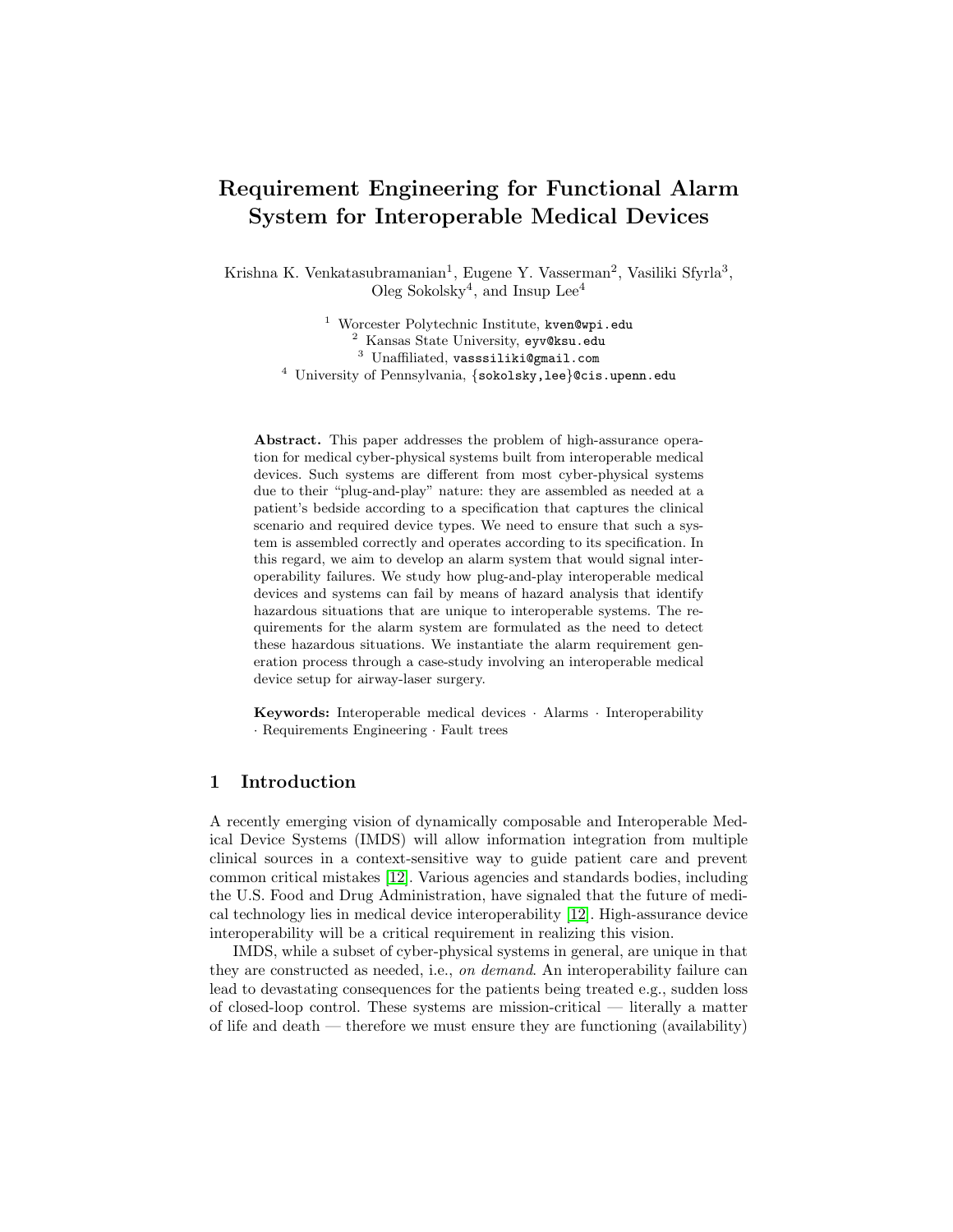# Requirement Engineering for Functional Alarm System for Interoperable Medical Devices

Krishna K. Venkatasubramanian[1], Eugene Y. Vasserman[2], Vasiliki Sfyrla[3], Oleg Sokolsky[4], and Insup Lee[4]

[1] Worcester Polytechnic Institute, kven@wpi.edu
[2] Kansas State University, eyv@ksu.edu
[3] Unaffiliated, vasssiliki@gmail.com
[4] University of Pennsylvania, {sokolsky,lee}@cis.upenn.edu

**Abstract.** This paper addresses the problem of high-assurance operation for medical cyber-physical systems built from interoperable medical devices. Such systems are different from most cyber-physical systems due to their "plug-and-play" nature: they are assembled as needed at a patient's bedside according to a specification that captures the clinical scenario and required device types. We need to ensure that such a system is assembled correctly and operates according to its specification. In this regard, we aim to develop an alarm system that would signal interoperability failures. We study how plug-and-play interoperable medical devices and systems can fail by means of hazard analysis that identify hazardous situations that are unique to interoperable systems. The requirements for the alarm system are formulated as the need to detect these hazardous situations. We instantiate the alarm requirement generation process through a case-study involving an interoperable medical device setup for airway-laser surgery.

**Keywords:** Interoperable medical devices · Alarms · Interoperability · Requirements Engineering · Fault trees

## 1 Introduction

A recently emerging vision of dynamically composable and Interoperable Medical Device Systems (IMDS) will allow information integration from multiple clinical sources in a context-sensitive way to guide patient care and prevent common critical mistakes [12]. Various agencies and standards bodies, including the U.S. Food and Drug Administration, have signaled that the future of medical technology lies in medical device interoperability [12]. High-assurance device interoperability will be a critical requirement in realizing this vision.

IMDS, while a subset of cyber-physical systems in general, are unique in that they are constructed as needed, i.e., *on demand*. An interoperability failure can lead to devastating consequences for the patients being treated e.g., sudden loss of closed-loop control. These systems are mission-critical — literally a matter of life and death — therefore we must ensure they are functioning (availability)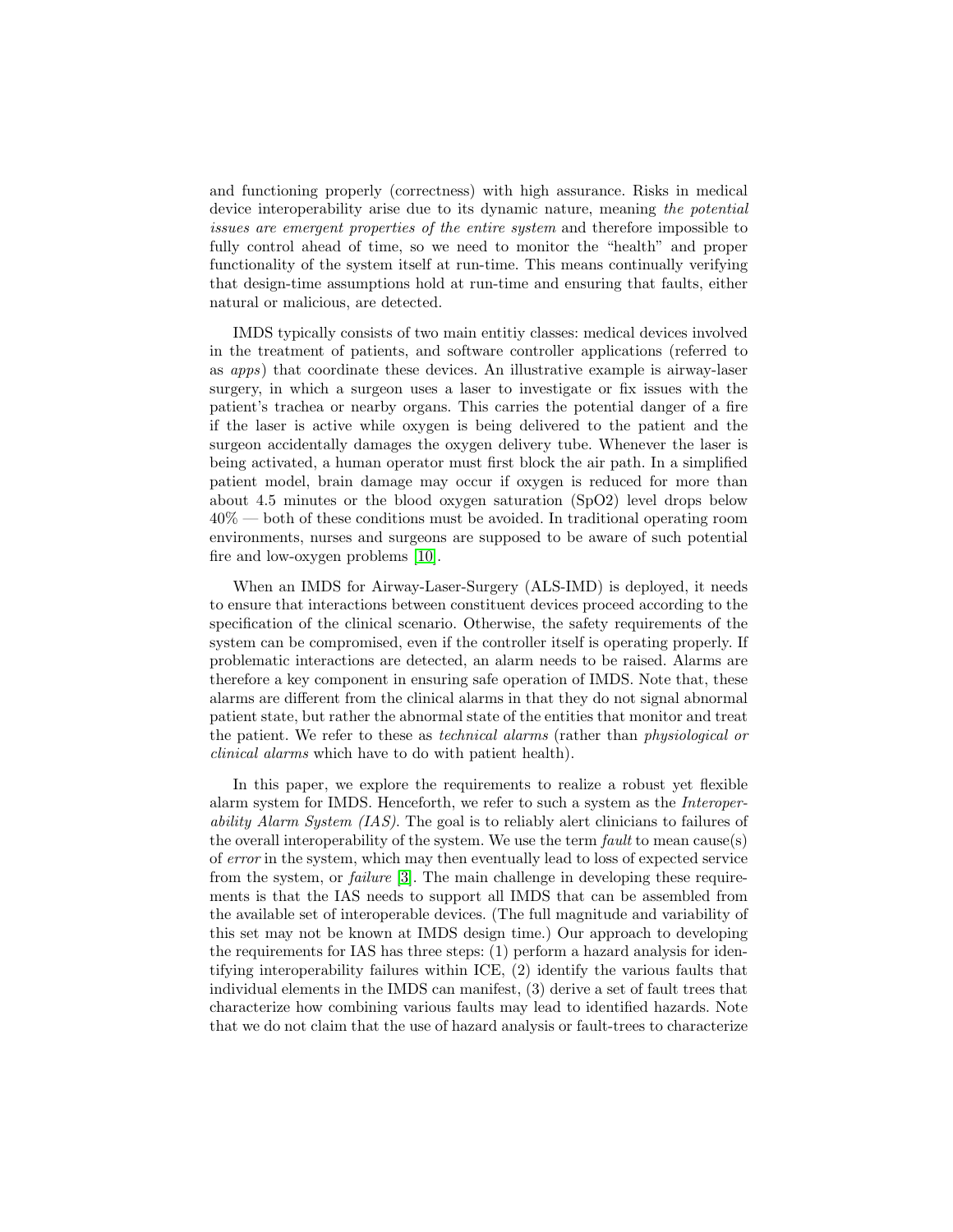and functioning properly (correctness) with high assurance. Risks in medical device interoperability arise due to its dynamic nature, meaning *the potential issues are emergent properties of the entire system* and therefore impossible to fully control ahead of time, so we need to monitor the "health" and proper functionality of the system itself at run-time. This means continually verifying that design-time assumptions hold at run-time and ensuring that faults, either natural or malicious, are detected.

IMDS typically consists of two main entitiy classes: medical devices involved in the treatment of patients, and software controller applications (referred to as *apps*) that coordinate these devices. An illustrative example is airway-laser surgery, in which a surgeon uses a laser to investigate or fix issues with the patient's trachea or nearby organs. This carries the potential danger of a fire if the laser is active while oxygen is being delivered to the patient and the surgeon accidentally damages the oxygen delivery tube. Whenever the laser is being activated, a human operator must first block the air path. In a simplified patient model, brain damage may occur if oxygen is reduced for more than about 4.5 minutes or the blood oxygen saturation (SpO2) level drops below 40% — both of these conditions must be avoided. In traditional operating room environments, nurses and surgeons are supposed to be aware of such potential fire and low-oxygen problems [10].

When an IMDS for Airway-Laser-Surgery (ALS-IMD) is deployed, it needs to ensure that interactions between constituent devices proceed according to the specification of the clinical scenario. Otherwise, the safety requirements of the system can be compromised, even if the controller itself is operating properly. If problematic interactions are detected, an alarm needs to be raised. Alarms are therefore a key component in ensuring safe operation of IMDS. Note that, these alarms are different from the clinical alarms in that they do not signal abnormal patient state, but rather the abnormal state of the entities that monitor and treat the patient. We refer to these as *technical alarms* (rather than *physiological or clinical alarms* which have to do with patient health).

In this paper, we explore the requirements to realize a robust yet flexible alarm system for IMDS. Henceforth, we refer to such a system as the *Interoperability Alarm System (IAS)*. The goal is to reliably alert clinicians to failures of the overall interoperability of the system. We use the term *fault* to mean cause(s) of *error* in the system, which may then eventually lead to loss of expected service from the system, or *failure* [3]. The main challenge in developing these requirements is that the IAS needs to support all IMDS that can be assembled from the available set of interoperable devices. (The full magnitude and variability of this set may not be known at IMDS design time.) Our approach to developing the requirements for IAS has three steps: (1) perform a hazard analysis for identifying interoperability failures within ICE, (2) identify the various faults that individual elements in the IMDS can manifest, (3) derive a set of fault trees that characterize how combining various faults may lead to identified hazards. Note that we do not claim that the use of hazard analysis or fault-trees to characterize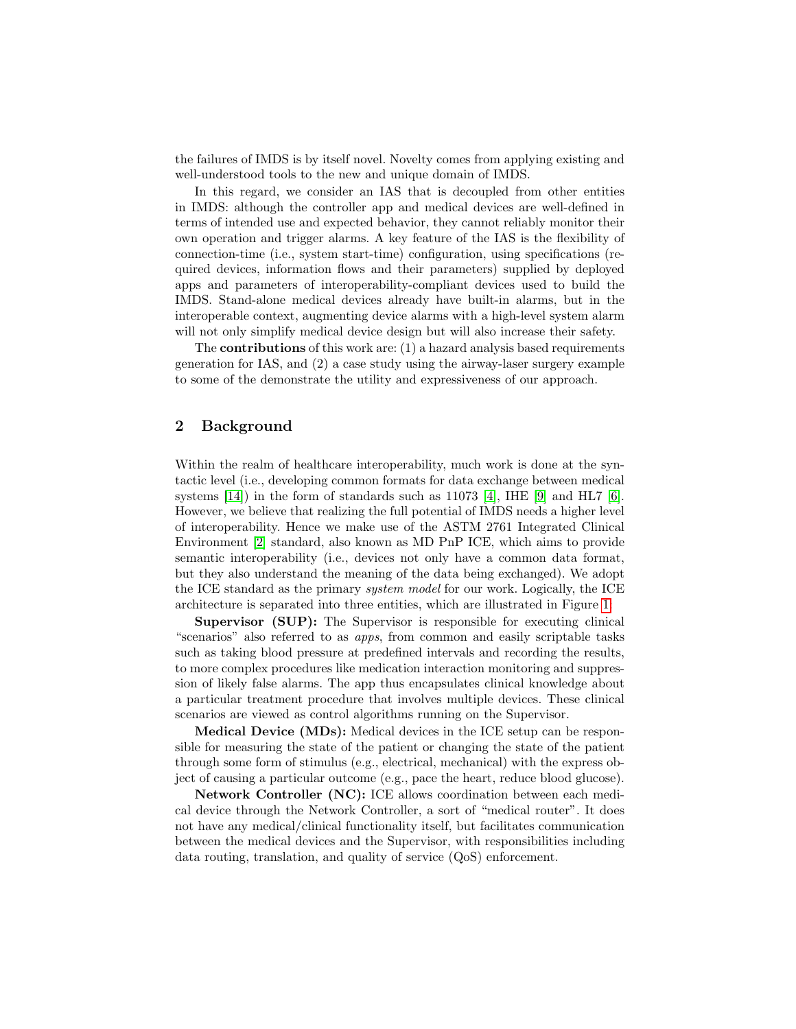the failures of IMDS is by itself novel. Novelty comes from applying existing and well-understood tools to the new and unique domain of IMDS.

In this regard, we consider an IAS that is decoupled from other entities in IMDS: although the controller app and medical devices are well-defined in terms of intended use and expected behavior, they cannot reliably monitor their own operation and trigger alarms. A key feature of the IAS is the flexibility of connection-time (i.e., system start-time) configuration, using specifications (required devices, information flows and their parameters) supplied by deployed apps and parameters of interoperability-compliant devices used to build the IMDS. Stand-alone medical devices already have built-in alarms, but in the interoperable context, augmenting device alarms with a high-level system alarm will not only simplify medical device design but will also increase their safety.

The **contributions** of this work are: (1) a hazard analysis based requirements generation for IAS, and (2) a case study using the airway-laser surgery example to some of the demonstrate the utility and expressiveness of our approach.

## 2 Background

Within the realm of healthcare interoperability, much work is done at the syntactic level (i.e., developing common formats for data exchange between medical systems [14]) in the form of standards such as 11073 [4], IHE [9] and HL7 [6]. However, we believe that realizing the full potential of IMDS needs a higher level of interoperability. Hence we make use of the ASTM 2761 Integrated Clinical Environment [2] standard, also known as MD PnP ICE, which aims to provide semantic interoperability (i.e., devices not only have a common data format, but they also understand the meaning of the data being exchanged). We adopt the ICE standard as the primary *system model* for our work. Logically, the ICE architecture is separated into three entities, which are illustrated in Figure 1.

**Supervisor (SUP):** The Supervisor is responsible for executing clinical "scenarios" also referred to as *apps*, from common and easily scriptable tasks such as taking blood pressure at predefined intervals and recording the results, to more complex procedures like medication interaction monitoring and suppression of likely false alarms. The app thus encapsulates clinical knowledge about a particular treatment procedure that involves multiple devices. These clinical scenarios are viewed as control algorithms running on the Supervisor.

**Medical Device (MDs):** Medical devices in the ICE setup can be responsible for measuring the state of the patient or changing the state of the patient through some form of stimulus (e.g., electrical, mechanical) with the express object of causing a particular outcome (e.g., pace the heart, reduce blood glucose).

**Network Controller (NC):** ICE allows coordination between each medical device through the Network Controller, a sort of "medical router". It does not have any medical/clinical functionality itself, but facilitates communication between the medical devices and the Supervisor, with responsibilities including data routing, translation, and quality of service (QoS) enforcement.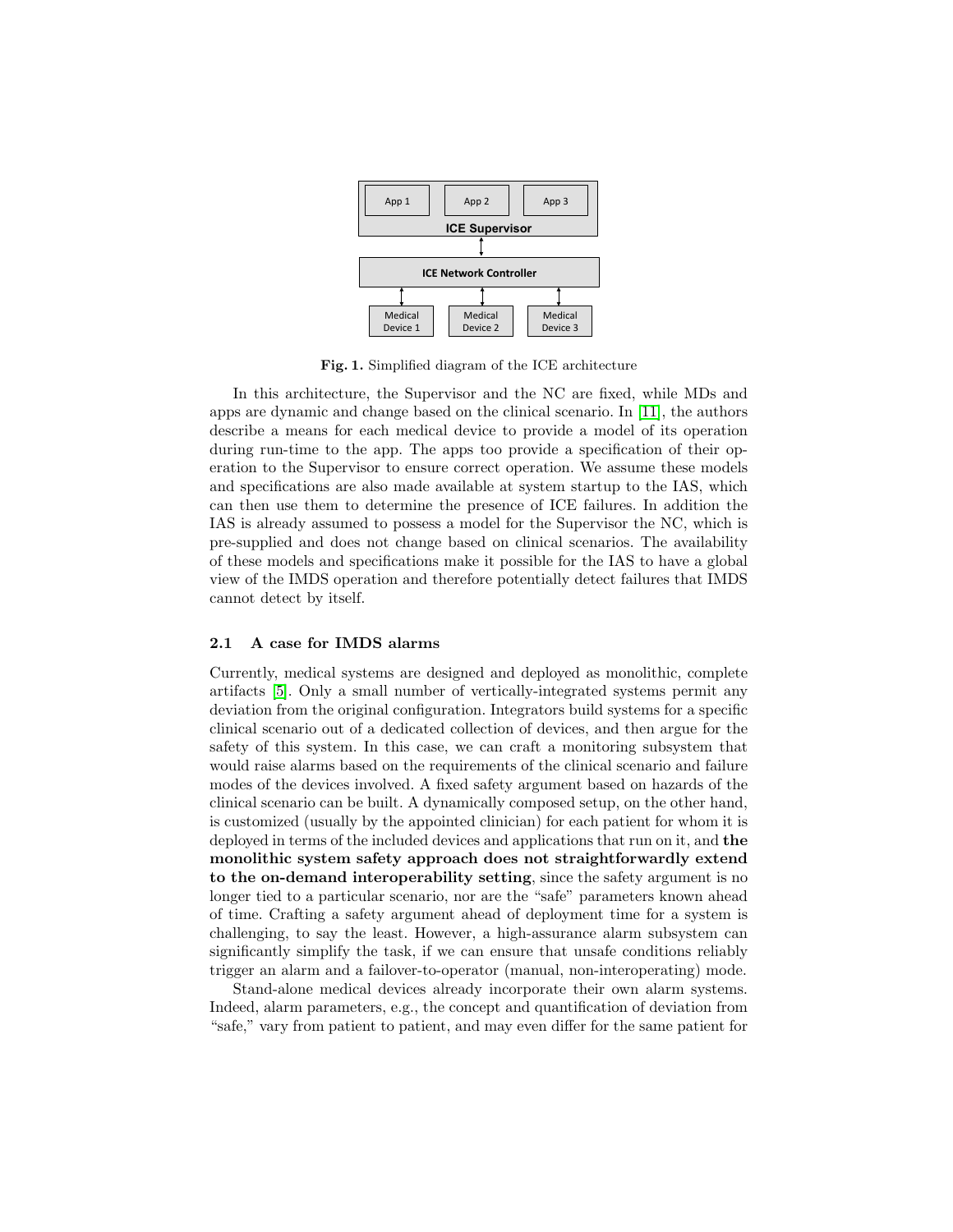App 1

App 2

App 3

ICE Supervisor

ICE Network Controller

Medical Device 1

Medical Device 2

Medical Device 3

**Fig. 1.** Simplified diagram of the ICE architecture

In this architecture, the Supervisor and the NC are fixed, while MDs and apps are dynamic and change based on the clinical scenario. In [11], the authors describe a means for each medical device to provide a model of its operation during run-time to the app. The apps too provide a specification of their operation to the Supervisor to ensure correct operation. We assume these models and specifications are also made available at system startup to the IAS, which can then use them to determine the presence of ICE failures. In addition the IAS is already assumed to possess a model for the Supervisor the NC, which is pre-supplied and does not change based on clinical scenarios. The availability of these models and specifications make it possible for the IAS to have a global view of the IMDS operation and therefore potentially detect failures that IMDS cannot detect by itself.

### 2.1 A case for IMDS alarms

Currently, medical systems are designed and deployed as monolithic, complete artifacts [5]. Only a small number of vertically-integrated systems permit any deviation from the original configuration. Integrators build systems for a specific clinical scenario out of a dedicated collection of devices, and then argue for the safety of this system. In this case, we can craft a monitoring subsystem that would raise alarms based on the requirements of the clinical scenario and failure modes of the devices involved. A fixed safety argument based on hazards of the clinical scenario can be built. A dynamically composed setup, on the other hand, is customized (usually by the appointed clinician) for each patient for whom it is deployed in terms of the included devices and applications that run on it, and **the monolithic system safety approach does not straightforwardly extend to the on-demand interoperability setting**, since the safety argument is no longer tied to a particular scenario, nor are the "safe" parameters known ahead of time. Crafting a safety argument ahead of deployment time for a system is challenging, to say the least. However, a high-assurance alarm subsystem can significantly simplify the task, if we can ensure that unsafe conditions reliably trigger an alarm and a failover-to-operator (manual, non-interoperating) mode.

Stand-alone medical devices already incorporate their own alarm systems. Indeed, alarm parameters, e.g., the concept and quantification of deviation from "safe," vary from patient to patient, and may even differ for the same patient for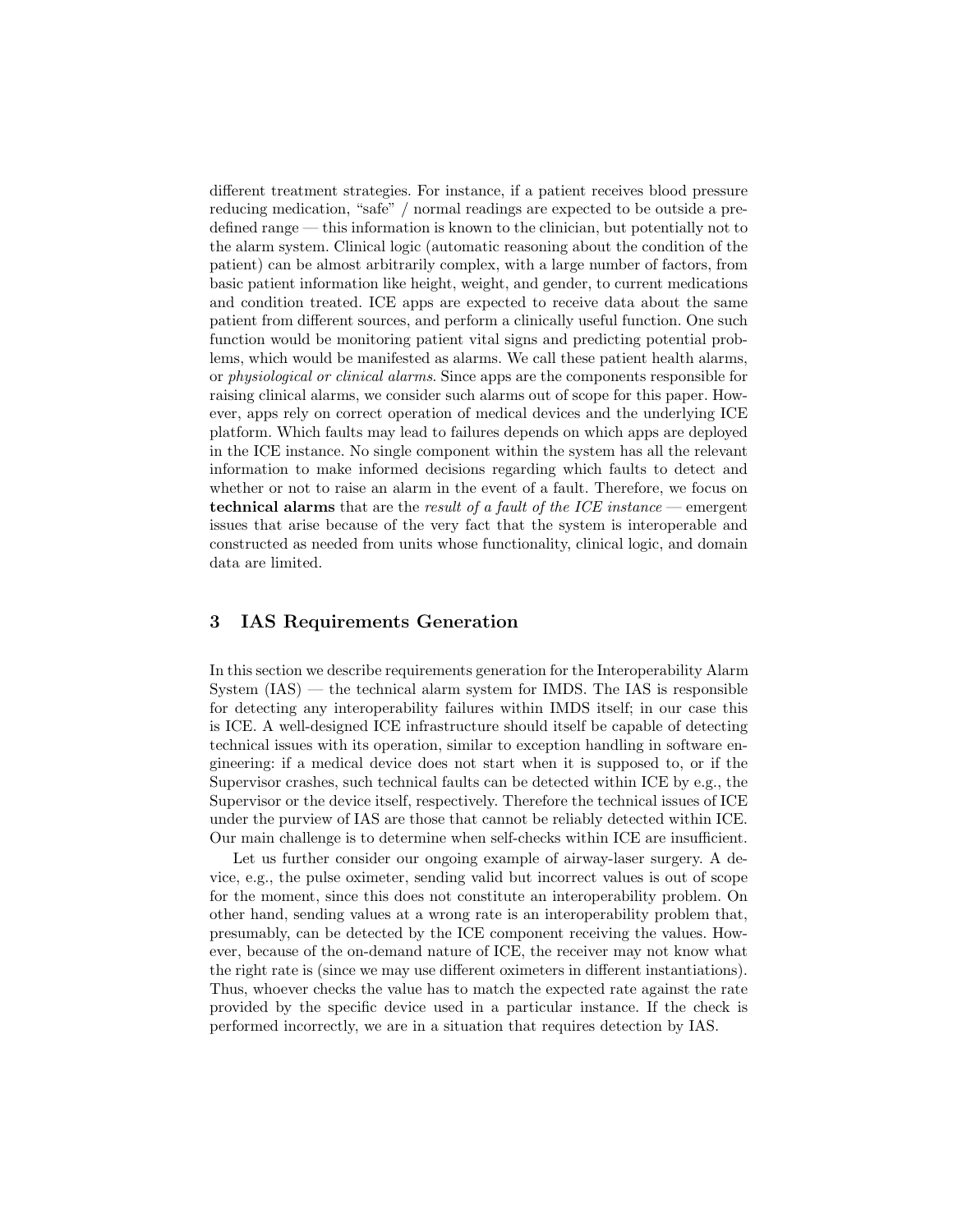different treatment strategies. For instance, if a patient receives blood pressure reducing medication, "safe" / normal readings are expected to be outside a predefined range — this information is known to the clinician, but potentially not to the alarm system. Clinical logic (automatic reasoning about the condition of the patient) can be almost arbitrarily complex, with a large number of factors, from basic patient information like height, weight, and gender, to current medications and condition treated. ICE apps are expected to receive data about the same patient from different sources, and perform a clinically useful function. One such function would be monitoring patient vital signs and predicting potential problems, which would be manifested as alarms. We call these patient health alarms, or *physiological or clinical alarms*. Since apps are the components responsible for raising clinical alarms, we consider such alarms out of scope for this paper. However, apps rely on correct operation of medical devices and the underlying ICE platform. Which faults may lead to failures depends on which apps are deployed in the ICE instance. No single component within the system has all the relevant information to make informed decisions regarding which faults to detect and whether or not to raise an alarm in the event of a fault. Therefore, we focus on **technical alarms** that are the *result of a fault of the ICE instance* — emergent issues that arise because of the very fact that the system is interoperable and constructed as needed from units whose functionality, clinical logic, and domain data are limited.

## 3 IAS Requirements Generation

In this section we describe requirements generation for the Interoperability Alarm System (IAS) — the technical alarm system for IMDS. The IAS is responsible for detecting any interoperability failures within IMDS itself; in our case this is ICE. A well-designed ICE infrastructure should itself be capable of detecting technical issues with its operation, similar to exception handling in software engineering: if a medical device does not start when it is supposed to, or if the Supervisor crashes, such technical faults can be detected within ICE by e.g., the Supervisor or the device itself, respectively. Therefore the technical issues of ICE under the purview of IAS are those that cannot be reliably detected within ICE. Our main challenge is to determine when self-checks within ICE are insufficient.

Let us further consider our ongoing example of airway-laser surgery. A device, e.g., the pulse oximeter, sending valid but incorrect values is out of scope for the moment, since this does not constitute an interoperability problem. On other hand, sending values at a wrong rate is an interoperability problem that, presumably, can be detected by the ICE component receiving the values. However, because of the on-demand nature of ICE, the receiver may not know what the right rate is (since we may use different oximeters in different instantiations). Thus, whoever checks the value has to match the expected rate against the rate provided by the specific device used in a particular instance. If the check is performed incorrectly, we are in a situation that requires detection by IAS.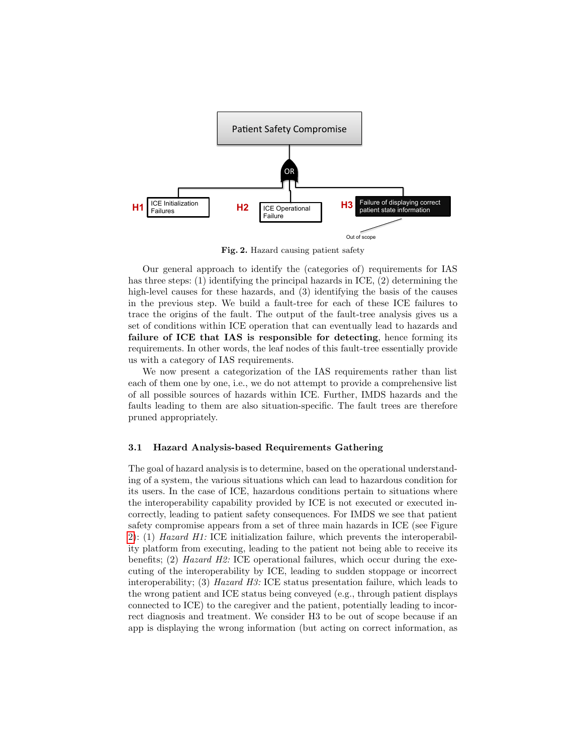Patient Safety Compromise

OR

H1 ICE Initialization Failures

H2 ICE Operational Failure

H3 Failure of displaying correct patient state information

Out of scope

**Fig. 2.** Hazard causing patient safety

Our general approach to identify the (categories of) requirements for IAS has three steps: (1) identifying the principal hazards in ICE, (2) determining the high-level causes for these hazards, and (3) identifying the basis of the causes in the previous step. We build a fault-tree for each of these ICE failures to trace the origins of the fault. The output of the fault-tree analysis gives us a set of conditions within ICE operation that can eventually lead to hazards and **failure of ICE that IAS is responsible for detecting**, hence forming its requirements. In other words, the leaf nodes of this fault-tree essentially provide us with a category of IAS requirements.

We now present a categorization of the IAS requirements rather than list each of them one by one, i.e., we do not attempt to provide a comprehensive list of all possible sources of hazards within ICE. Further, IMDS hazards and the faults leading to them are also situation-specific. The fault trees are therefore pruned appropriately.

### 3.1 Hazard Analysis-based Requirements Gathering

The goal of hazard analysis is to determine, based on the operational understanding of a system, the various situations which can lead to hazardous condition for its users. In the case of ICE, hazardous conditions pertain to situations where the interoperability capability provided by ICE is not executed or executed incorrectly, leading to patient safety consequences. For IMDS we see that patient safety compromise appears from a set of three main hazards in ICE (see Figure 2): (1) *Hazard H1:* ICE initialization failure, which prevents the interoperability platform from executing, leading to the patient not being able to receive its benefits; (2) *Hazard H2:* ICE operational failures, which occur during the executing of the interoperability by ICE, leading to sudden stoppage or incorrect interoperability; (3) *Hazard H3:* ICE status presentation failure, which leads to the wrong patient and ICE status being conveyed (e.g., through patient displays connected to ICE) to the caregiver and the patient, potentially leading to incorrect diagnosis and treatment. We consider H3 to be out of scope because if an app is displaying the wrong information (but acting on correct information, as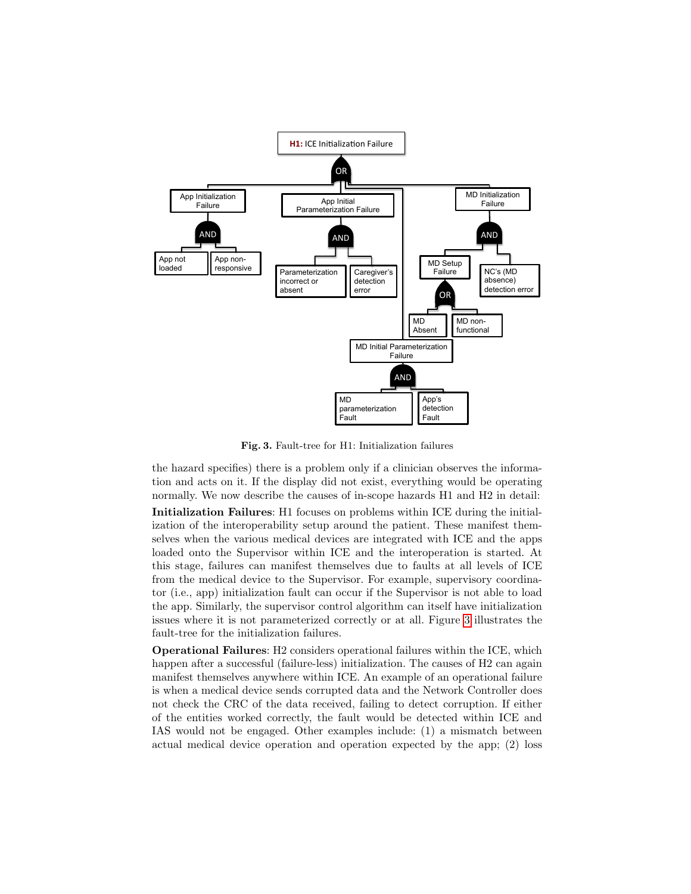**Fig. 3.** Fault-tree for H1: Initialization failures

the hazard specifies) there is a problem only if a clinician observes the information and acts on it. If the display did not exist, everything would be operating normally. We now describe the causes of in-scope hazards H1 and H2 in detail:

**Initialization Failures**: H1 focuses on problems within ICE during the initialization of the interoperability setup around the patient. These manifest themselves when the various medical devices are integrated with ICE and the apps loaded onto the Supervisor within ICE and the interoperation is started. At this stage, failures can manifest themselves due to faults at all levels of ICE from the medical device to the Supervisor. For example, supervisory coordinator (i.e., app) initialization fault can occur if the Supervisor is not able to load the app. Similarly, the supervisor control algorithm can itself have initialization issues where it is not parameterized correctly or at all. Figure 3 illustrates the fault-tree for the initialization failures.

**Operational Failures**: H2 considers operational failures within the ICE, which happen after a successful (failure-less) initialization. The causes of H2 can again manifest themselves anywhere within ICE. An example of an operational failure is when a medical device sends corrupted data and the Network Controller does not check the CRC of the data received, failing to detect corruption. If either of the entities worked correctly, the fault would be detected within ICE and IAS would not be engaged. Other examples include: (1) a mismatch between actual medical device operation and operation expected by the app; (2) loss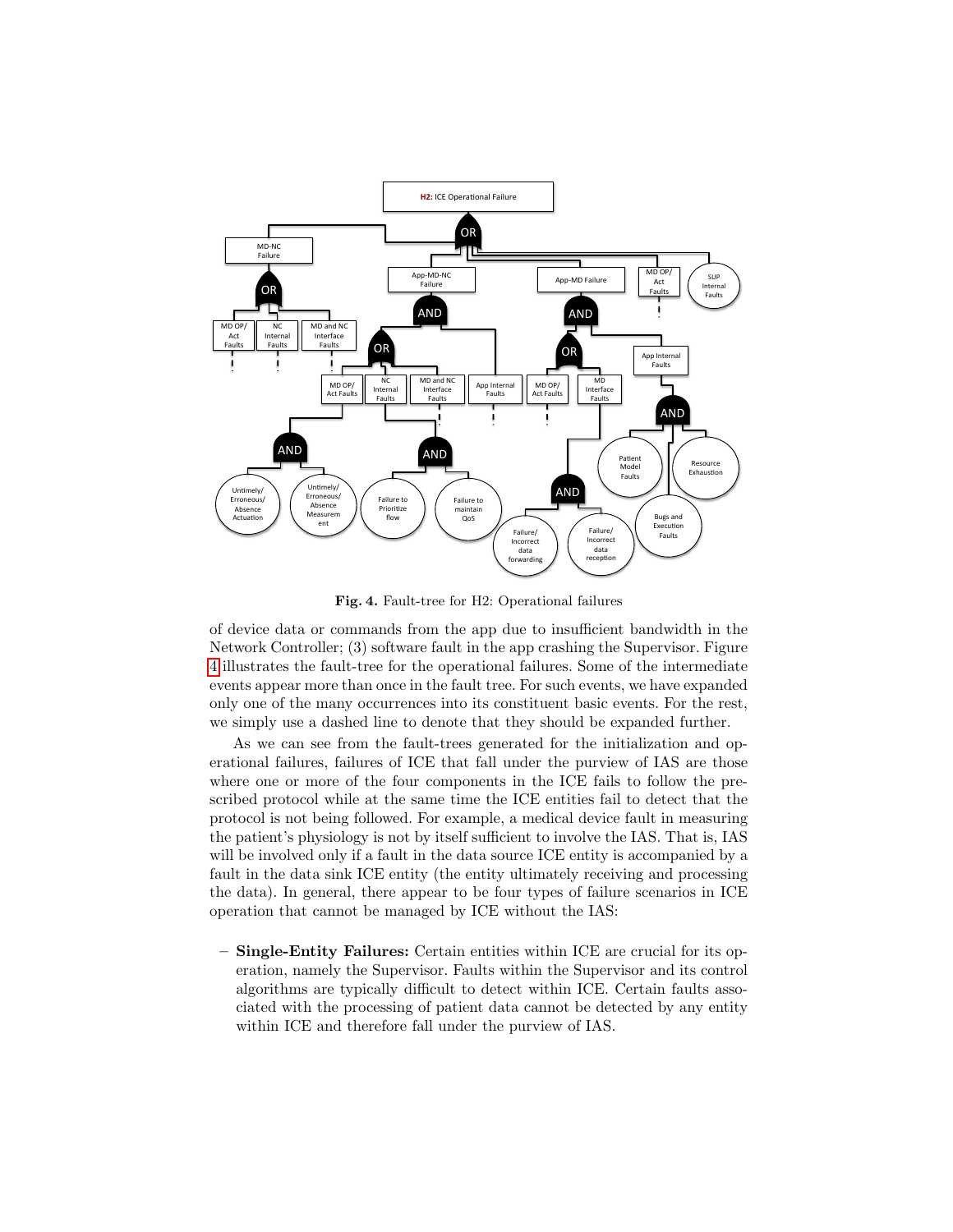H2: ICE Operational Failure

OR

MD-NC Failure

App-MD-NC Failure

App-MD Failure

MD OP/ Act Faults

SUP Internal Faults

OR

MD OP/ Act Faults

NC Internal Faults

MD and NC Interface Faults

AND

AND

OR

App Internal Faults

OR

App Internal Faults

MD OP/ Act Faults

NC Internal Faults

MD and NC Interface Faults

MD OP/ Act Faults

MD Interface Faults

AND

AND

AND

Patient Model Faults

Resource Exhaustion

Untimely/ Erroneous/ Absence Actuation

Untimely/ Erroneous/ Absence Measurement

Failure to Prioritize flow

Failure to maintain QoS

AND

Bugs and Execution Faults

Failure/ Incorrect data forwarding

Failure/ Incorrect data reception

**Fig. 4.** Fault-tree for H2: Operational failures

of device data or commands from the app due to insufficient bandwidth in the Network Controller; (3) software fault in the app crashing the Supervisor. Figure 4 illustrates the fault-tree for the operational failures. Some of the intermediate events appear more than once in the fault tree. For such events, we have expanded only one of the many occurrences into its constituent basic events. For the rest, we simply use a dashed line to denote that they should be expanded further.

As we can see from the fault-trees generated for the initialization and operational failures, failures of ICE that fall under the purview of IAS are those where one or more of the four components in the ICE fails to follow the prescribed protocol while at the same time the ICE entities fail to detect that the protocol is not being followed. For example, a medical device fault in measuring the patient's physiology is not by itself sufficient to involve the IAS. That is, IAS will be involved only if a fault in the data source ICE entity is accompanied by a fault in the data sink ICE entity (the entity ultimately receiving and processing the data). In general, there appear to be four types of failure scenarios in ICE operation that cannot be managed by ICE without the IAS:

- **Single-Entity Failures:** Certain entities within ICE are crucial for its operation, namely the Supervisor. Faults within the Supervisor and its control algorithms are typically difficult to detect within ICE. Certain faults associated with the processing of patient data cannot be detected by any entity within ICE and therefore fall under the purview of IAS.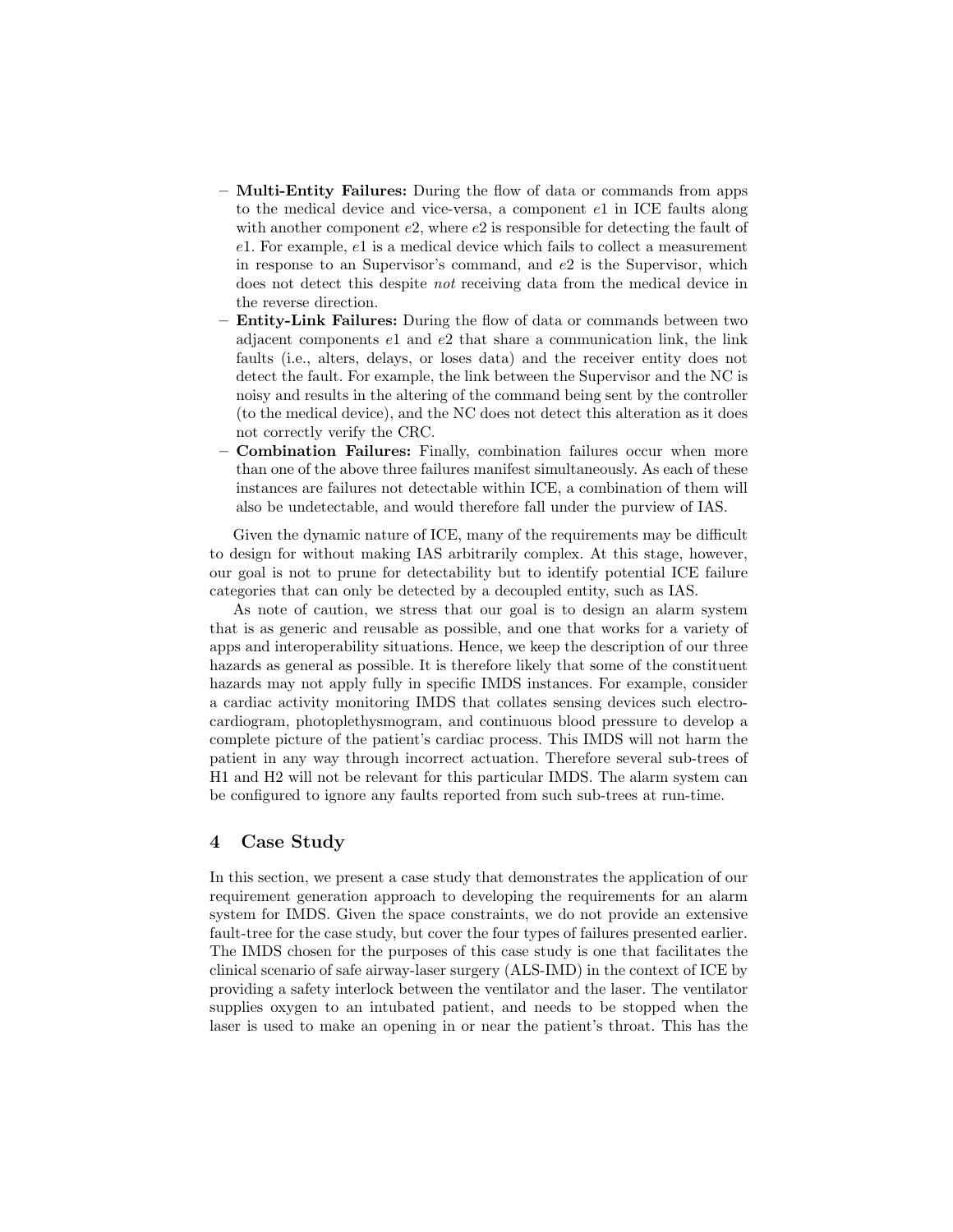- **Multi-Entity Failures:** During the flow of data or commands from apps to the medical device and vice-versa, a component $e1$ in ICE faults along with another component $e2$, where $e2$ is responsible for detecting the fault of $e1$. For example, $e1$ is a medical device which fails to collect a measurement in response to an Supervisor's command, and $e2$ is the Supervisor, which does not detect this despite *not* receiving data from the medical device in the reverse direction.
- **Entity-Link Failures:** During the flow of data or commands between two adjacent components $e1$ and $e2$ that share a communication link, the link faults (i.e., alters, delays, or loses data) and the receiver entity does not detect the fault. For example, the link between the Supervisor and the NC is noisy and results in the altering of the command being sent by the controller (to the medical device), and the NC does not detect this alteration as it does not correctly verify the CRC.
- **Combination Failures:** Finally, combination failures occur when more than one of the above three failures manifest simultaneously. As each of these instances are failures not detectable within ICE, a combination of them will also be undetectable, and would therefore fall under the purview of IAS.

Given the dynamic nature of ICE, many of the requirements may be difficult to design for without making IAS arbitrarily complex. At this stage, however, our goal is not to prune for detectability but to identify potential ICE failure categories that can only be detected by a decoupled entity, such as IAS.

As note of caution, we stress that our goal is to design an alarm system that is as generic and reusable as possible, and one that works for a variety of apps and interoperability situations. Hence, we keep the description of our three hazards as general as possible. It is therefore likely that some of the constituent hazards may not apply fully in specific IMDS instances. For example, consider a cardiac activity monitoring IMDS that collates sensing devices such electrocardiogram, photoplethysmogram, and continuous blood pressure to develop a complete picture of the patient's cardiac process. This IMDS will not harm the patient in any way through incorrect actuation. Therefore several sub-trees of H1 and H2 will not be relevant for this particular IMDS. The alarm system can be configured to ignore any faults reported from such sub-trees at run-time.

## 4 Case Study

In this section, we present a case study that demonstrates the application of our requirement generation approach to developing the requirements for an alarm system for IMDS. Given the space constraints, we do not provide an extensive fault-tree for the case study, but cover the four types of failures presented earlier. The IMDS chosen for the purposes of this case study is one that facilitates the clinical scenario of safe airway-laser surgery (ALS-IMD) in the context of ICE by providing a safety interlock between the ventilator and the laser. The ventilator supplies oxygen to an intubated patient, and needs to be stopped when the laser is used to make an opening in or near the patient's throat. This has the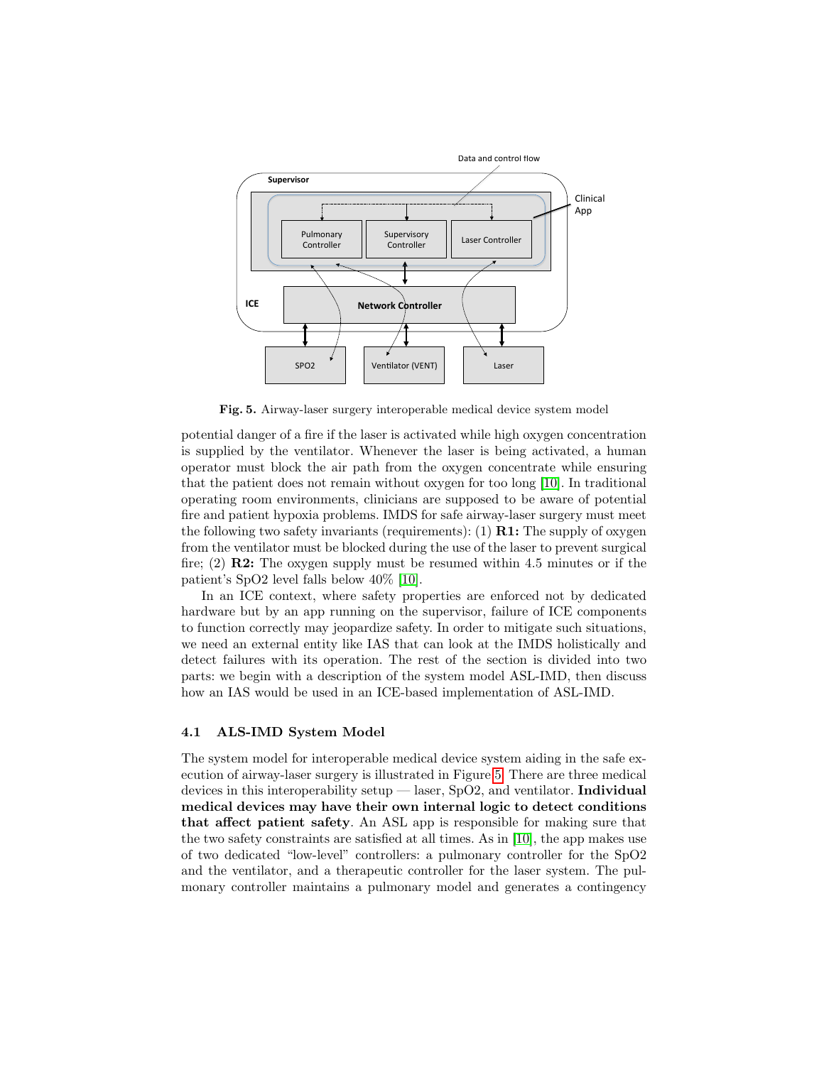Supervisor

Data and control flow

Clinical App

Pulmonary Controller

Supervisory Controller

Laser Controller

ICE

Network Controller

SPO2

Ventilator (VENT)

Laser

**Fig. 5.** Airway-laser surgery interoperable medical device system model

potential danger of a fire if the laser is activated while high oxygen concentration is supplied by the ventilator. Whenever the laser is being activated, a human operator must block the air path from the oxygen concentrate while ensuring that the patient does not remain without oxygen for too long [10]. In traditional operating room environments, clinicians are supposed to be aware of potential fire and patient hypoxia problems. IMDS for safe airway-laser surgery must meet the following two safety invariants (requirements): (1) **R1:** The supply of oxygen from the ventilator must be blocked during the use of the laser to prevent surgical fire; (2) **R2:** The oxygen supply must be resumed within 4.5 minutes or if the patient's SpO2 level falls below 40% [10].

In an ICE context, where safety properties are enforced not by dedicated hardware but by an app running on the supervisor, failure of ICE components to function correctly may jeopardize safety. In order to mitigate such situations, we need an external entity like IAS that can look at the IMDS holistically and detect failures with its operation. The rest of the section is divided into two parts: we begin with a description of the system model ASL-IMD, then discuss how an IAS would be used in an ICE-based implementation of ASL-IMD.

### 4.1 ALS-IMD System Model

The system model for interoperable medical device system aiding in the safe execution of airway-laser surgery is illustrated in Figure 5. There are three medical devices in this interoperability setup — laser, SpO2, and ventilator. **Individual medical devices may have their own internal logic to detect conditions that affect patient safety**. An ASL app is responsible for making sure that the two safety constraints are satisfied at all times. As in [10], the app makes use of two dedicated "low-level" controllers: a pulmonary controller for the SpO2 and the ventilator, and a therapeutic controller for the laser system. The pulmonary controller maintains a pulmonary model and generates a contingency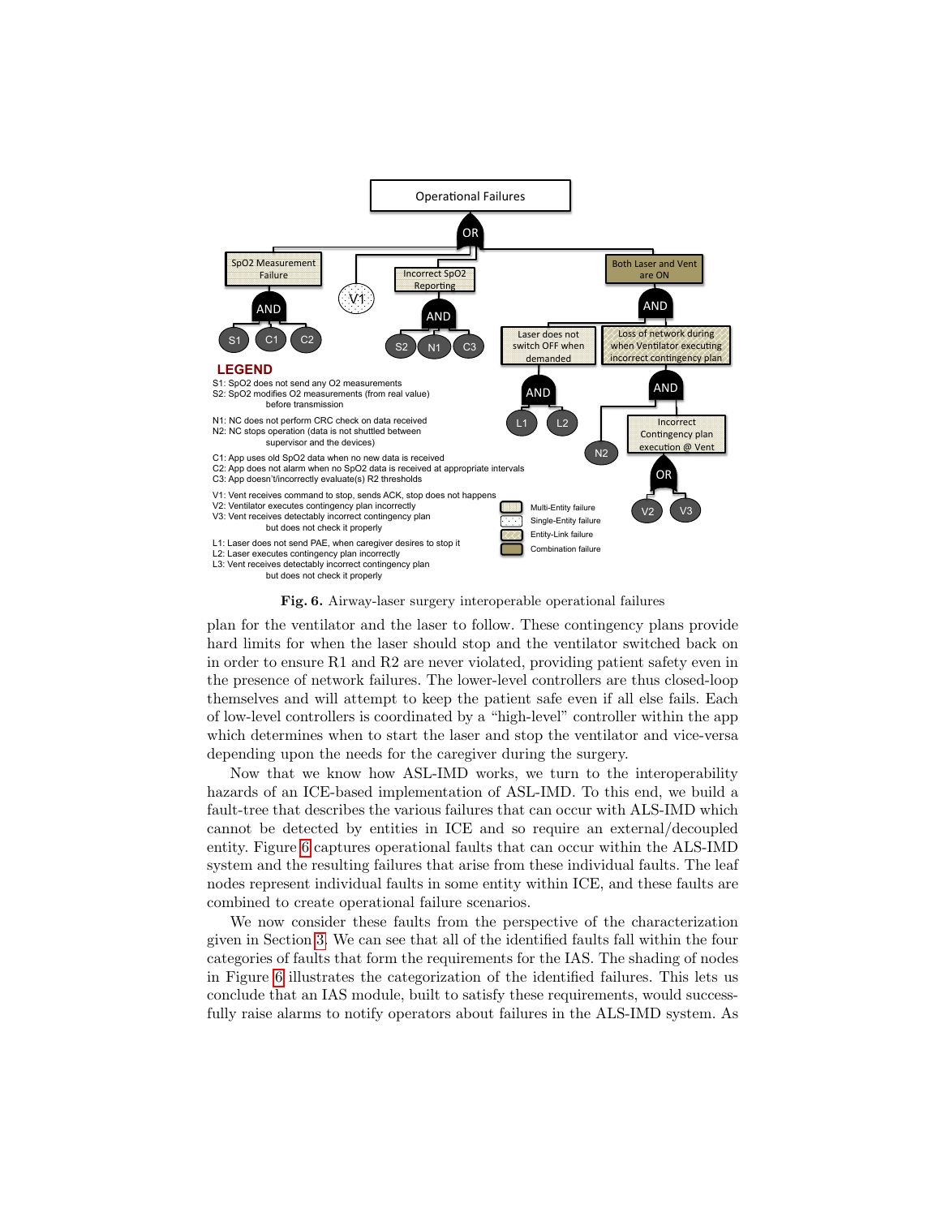Operational Failures

OR

SpO2 Measurement Failure

AND

S1 C1 C2

V1

Incorrect SpO2 Reporting

AND

S2 N1 C3

Both Laser and Vent are ON

AND

Laser does not switch OFF when demanded

AND

L1 L2

Loss of network during when Ventilator executing incorrect contingency plan

AND

N2

Incorrect Contingency plan execution @ Vent

OR

V2 V3

LEGEND

S1: SpO2 does not send any O2 measurements
S2: SpO2 modifies O2 measurements (from real value) before transmission

N1: NC does not perform CRC check on data received
N2: NC stops operation (data is not shuttled between supervisor and the devices)

C1: App uses old SpO2 data when no new data is received
C2: App does not alarm when no SpO2 data is received at appropriate intervals
C3: App doesn't/incorrectly evaluate(s) R2 thresholds

V1: Vent receives command to stop, sends ACK, stop does not happen
V2: Ventilator executes contingency plan incorrectly
V3: Vent receives detectably incorrect contingency plan but does not check it properly

L1: Laser does not send PAE, when caregiver desires to stop it
L2: Laser executes contingency plan incorrectly
L3: Vent receives detectably incorrect contingency plan but does not check it properly

Multi-Entity failure
Single-Entity failure
Entity-Link failure
Combination failure

**Fig. 6.** Airway-laser surgery interoperable operational failures

plan for the ventilator and the laser to follow. These contingency plans provide hard limits for when the laser should stop and the ventilator switched back on in order to ensure R1 and R2 are never violated, providing patient safety even in the presence of network failures. The lower-level controllers are thus closed-loop themselves and will attempt to keep the patient safe even if all else fails. Each of low-level controllers is coordinated by a "high-level" controller within the app which determines when to start the laser and stop the ventilator and vice-versa depending upon the needs for the caregiver during the surgery.

Now that we know how ASL-IMD works, we turn to the interoperability hazards of an ICE-based implementation of ASL-IMD. To this end, we build a fault-tree that describes the various failures that can occur with ALS-IMD which cannot be detected by entities in ICE and so require an external/decoupled entity. Figure 6 captures operational faults that can occur within the ALS-IMD system and the resulting failures that arise from these individual faults. The leaf nodes represent individual faults in some entity within ICE, and these faults are combined to create operational failure scenarios.

We now consider these faults from the perspective of the characterization given in Section 3. We can see that all of the identified faults fall within the four categories of faults that form the requirements for the IAS. The shading of nodes in Figure 6 illustrates the categorization of the identified failures. This lets us conclude that an IAS module, built to satisfy these requirements, would successfully raise alarms to notify operators about failures in the ALS-IMD system. As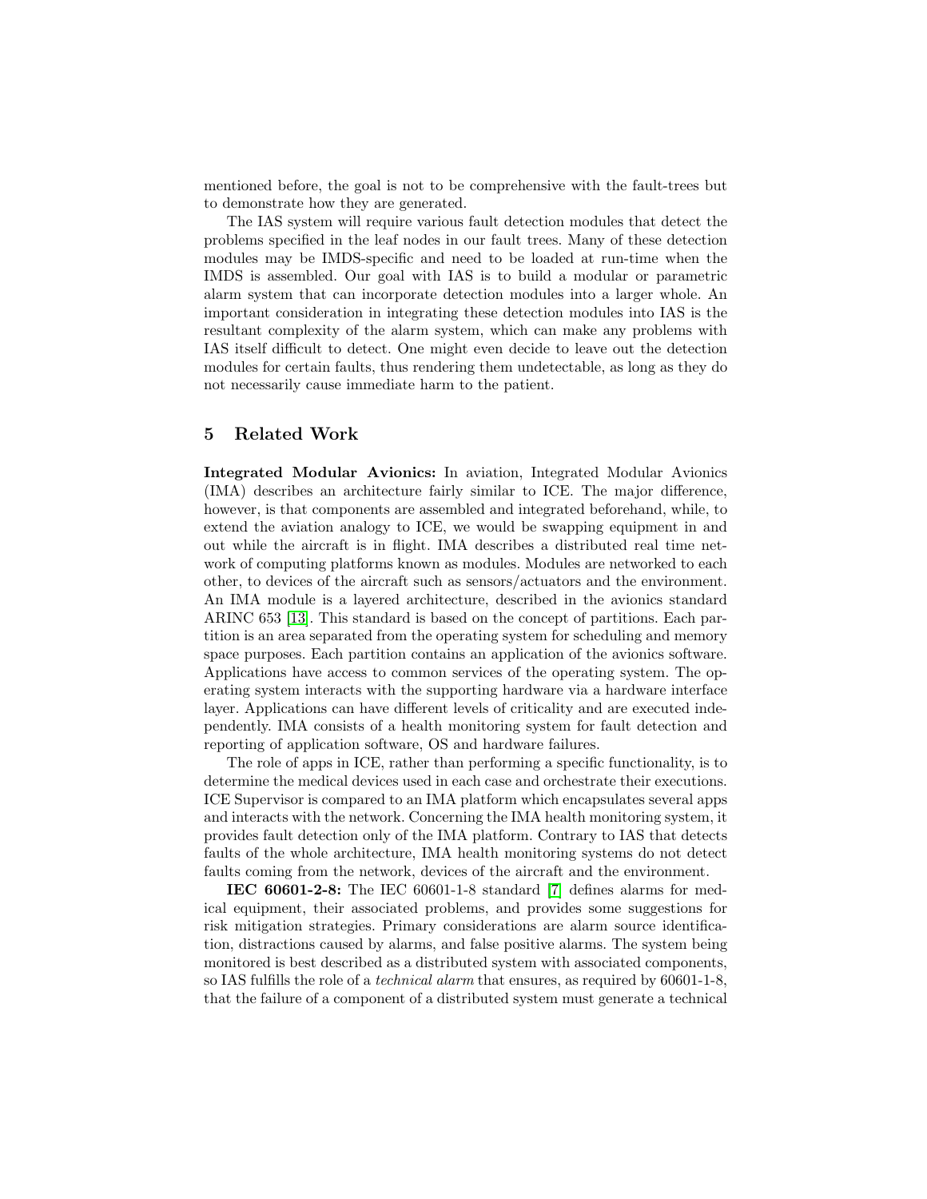mentioned before, the goal is not to be comprehensive with the fault-trees but to demonstrate how they are generated.

The IAS system will require various fault detection modules that detect the problems specified in the leaf nodes in our fault trees. Many of these detection modules may be IMDS-specific and need to be loaded at run-time when the IMDS is assembled. Our goal with IAS is to build a modular or parametric alarm system that can incorporate detection modules into a larger whole. An important consideration in integrating these detection modules into IAS is the resultant complexity of the alarm system, which can make any problems with IAS itself difficult to detect. One might even decide to leave out the detection modules for certain faults, thus rendering them undetectable, as long as they do not necessarily cause immediate harm to the patient.

## 5 Related Work

**Integrated Modular Avionics:** In aviation, Integrated Modular Avionics (IMA) describes an architecture fairly similar to ICE. The major difference, however, is that components are assembled and integrated beforehand, while, to extend the aviation analogy to ICE, we would be swapping equipment in and out while the aircraft is in flight. IMA describes a distributed real time network of computing platforms known as modules. Modules are networked to each other, to devices of the aircraft such as sensors/actuators and the environment. An IMA module is a layered architecture, described in the avionics standard ARINC 653 [13]. This standard is based on the concept of partitions. Each partition is an area separated from the operating system for scheduling and memory space purposes. Each partition contains an application of the avionics software. Applications have access to common services of the operating system. The operating system interacts with the supporting hardware via a hardware interface layer. Applications can have different levels of criticality and are executed independently. IMA consists of a health monitoring system for fault detection and reporting of application software, OS and hardware failures.

The role of apps in ICE, rather than performing a specific functionality, is to determine the medical devices used in each case and orchestrate their executions. ICE Supervisor is compared to an IMA platform which encapsulates several apps and interacts with the network. Concerning the IMA health monitoring system, it provides fault detection only of the IMA platform. Contrary to IAS that detects faults of the whole architecture, IMA health monitoring systems do not detect faults coming from the network, devices of the aircraft and the environment.

**IEC 60601-2-8:** The IEC 60601-1-8 standard [7] defines alarms for medical equipment, their associated problems, and provides some suggestions for risk mitigation strategies. Primary considerations are alarm source identification, distractions caused by alarms, and false positive alarms. The system being monitored is best described as a distributed system with associated components, so IAS fulfills the role of a *technical alarm* that ensures, as required by 60601-1-8, that the failure of a component of a distributed system must generate a technical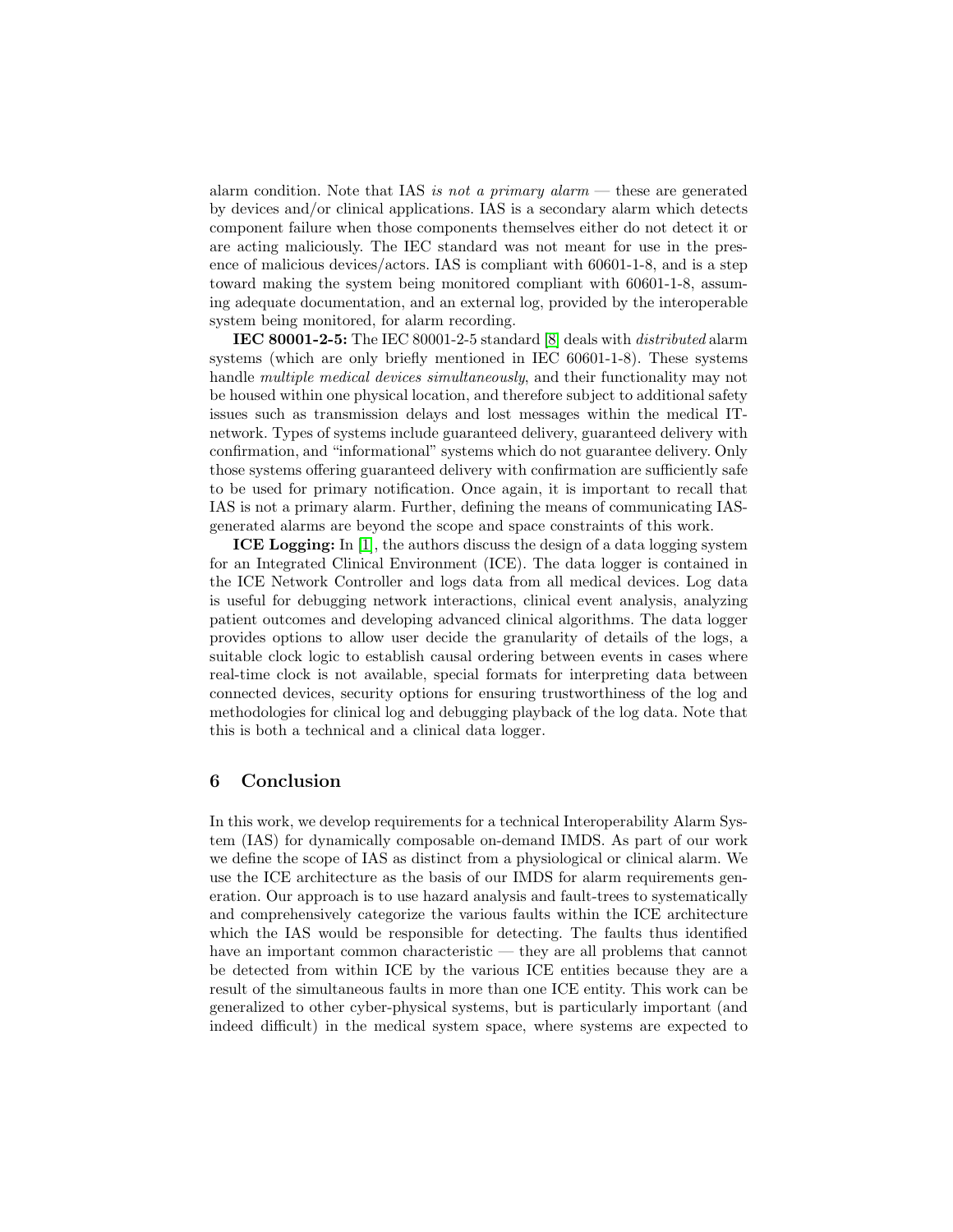alarm condition. Note that IAS *is not a primary alarm* — these are generated by devices and/or clinical applications. IAS is a secondary alarm which detects component failure when those components themselves either do not detect it or are acting maliciously. The IEC standard was not meant for use in the presence of malicious devices/actors. IAS is compliant with 60601-1-8, and is a step toward making the system being monitored compliant with 60601-1-8, assuming adequate documentation, and an external log, provided by the interoperable system being monitored, for alarm recording.

**IEC 80001-2-5:** The IEC 80001-2-5 standard [8] deals with *distributed* alarm systems (which are only briefly mentioned in IEC 60601-1-8). These systems handle *multiple medical devices simultaneously*, and their functionality may not be housed within one physical location, and therefore subject to additional safety issues such as transmission delays and lost messages within the medical IT-network. Types of systems include guaranteed delivery, guaranteed delivery with confirmation, and "informational" systems which do not guarantee delivery. Only those systems offering guaranteed delivery with confirmation are sufficiently safe to be used for primary notification. Once again, it is important to recall that IAS is not a primary alarm. Further, defining the means of communicating IAS-generated alarms are beyond the scope and space constraints of this work.

**ICE Logging:** In [1], the authors discuss the design of a data logging system for an Integrated Clinical Environment (ICE). The data logger is contained in the ICE Network Controller and logs data from all medical devices. Log data is useful for debugging network interactions, clinical event analysis, analyzing patient outcomes and developing advanced clinical algorithms. The data logger provides options to allow user decide the granularity of details of the logs, a suitable clock logic to establish causal ordering between events in cases where real-time clock is not available, special formats for interpreting data between connected devices, security options for ensuring trustworthiness of the log and methodologies for clinical log and debugging playback of the log data. Note that this is both a technical and a clinical data logger.

## 6 Conclusion

In this work, we develop requirements for a technical Interoperability Alarm System (IAS) for dynamically composable on-demand IMDS. As part of our work we define the scope of IAS as distinct from a physiological or clinical alarm. We use the ICE architecture as the basis of our IMDS for alarm requirements generation. Our approach is to use hazard analysis and fault-trees to systematically and comprehensively categorize the various faults within the ICE architecture which the IAS would be responsible for detecting. The faults thus identified have an important common characteristic — they are all problems that cannot be detected from within ICE by the various ICE entities because they are a result of the simultaneous faults in more than one ICE entity. This work can be generalized to other cyber-physical systems, but is particularly important (and indeed difficult) in the medical system space, where systems are expected to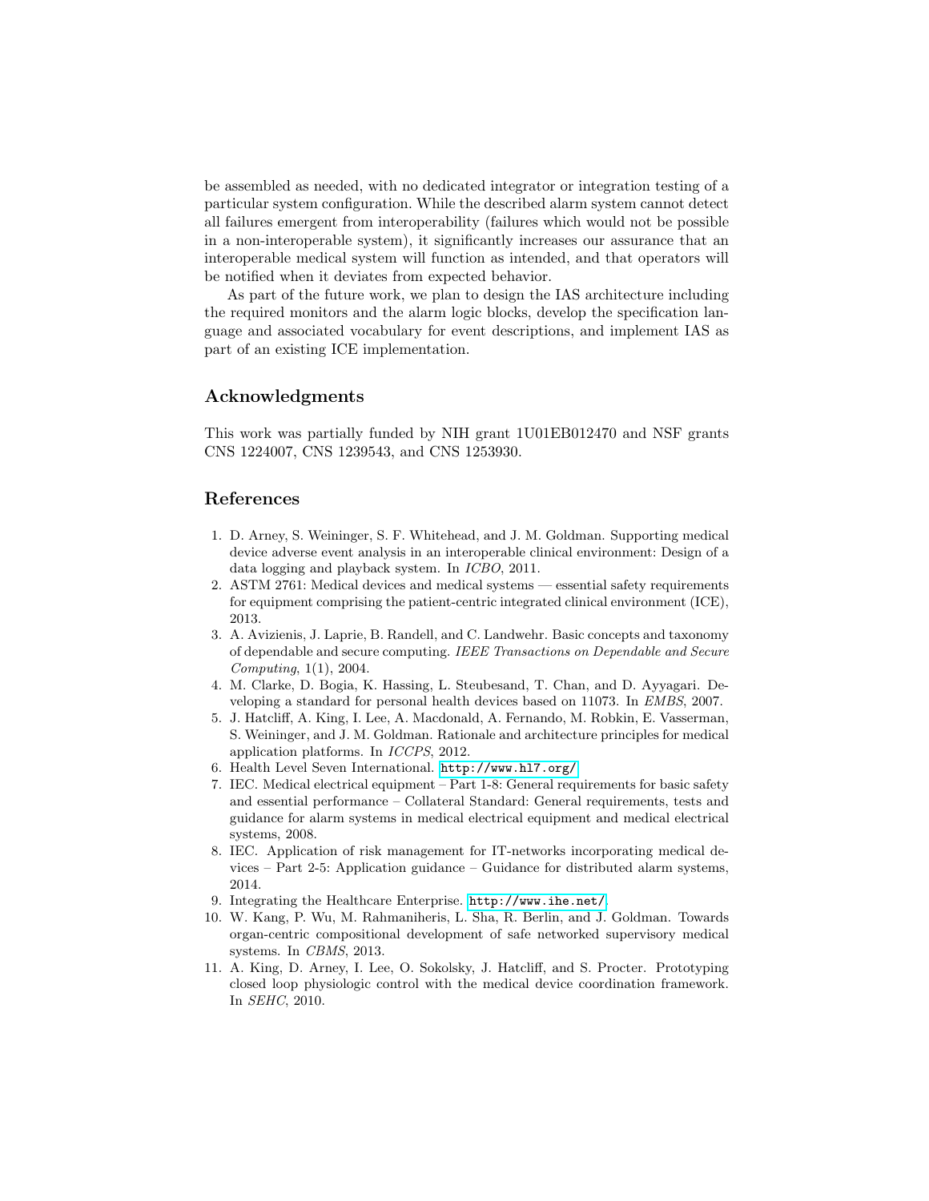be assembled as needed, with no dedicated integrator or integration testing of a particular system configuration. While the described alarm system cannot detect all failures emergent from interoperability (failures which would not be possible in a non-interoperable system), it significantly increases our assurance that an interoperable medical system will function as intended, and that operators will be notified when it deviates from expected behavior.

As part of the future work, we plan to design the IAS architecture including the required monitors and the alarm logic blocks, develop the specification language and associated vocabulary for event descriptions, and implement IAS as part of an existing ICE implementation.

## Acknowledgments

This work was partially funded by NIH grant 1U01EB012470 and NSF grants CNS 1224007, CNS 1239543, and CNS 1253930.

## References

1. D. Arney, S. Weininger, S. F. Whitehead, and J. M. Goldman. Supporting medical device adverse event analysis in an interoperable clinical environment: Design of a data logging and playback system. In *ICBO*, 2011.
2. ASTM 2761: Medical devices and medical systems — essential safety requirements for equipment comprising the patient-centric integrated clinical environment (ICE), 2013.
3. A. Avizienis, J. Laprie, B. Randell, and C. Landwehr. Basic concepts and taxonomy of dependable and secure computing. *IEEE Transactions on Dependable and Secure Computing*, 1(1), 2004.
4. M. Clarke, D. Bogia, K. Hassing, L. Steubesand, T. Chan, and D. Ayyagari. Developing a standard for personal health devices based on 11073. In *EMBS*, 2007.
5. J. Hatcliff, A. King, I. Lee, A. Macdonald, A. Fernando, M. Robkin, E. Vasserman, S. Weininger, and J. M. Goldman. Rationale and architecture principles for medical application platforms. In *ICCPS*, 2012.
6. Health Level Seven International. http://www.hl7.org/.
7. IEC. Medical electrical equipment – Part 1-8: General requirements for basic safety and essential performance – Collateral Standard: General requirements, tests and guidance for alarm systems in medical electrical equipment and medical electrical systems, 2008.
8. IEC. Application of risk management for IT-networks incorporating medical devices – Part 2-5: Application guidance – Guidance for distributed alarm systems, 2014.
9. Integrating the Healthcare Enterprise. http://www.ihe.net/.
10. W. Kang, P. Wu, M. Rahmaniheris, L. Sha, R. Berlin, and J. Goldman. Towards organ-centric compositional development of safe networked supervisory medical systems. In *CBMS*, 2013.
11. A. King, D. Arney, I. Lee, O. Sokolsky, J. Hatcliff, and S. Procter. Prototyping closed loop physiologic control with the medical device coordination framework. In *SEHC*, 2010.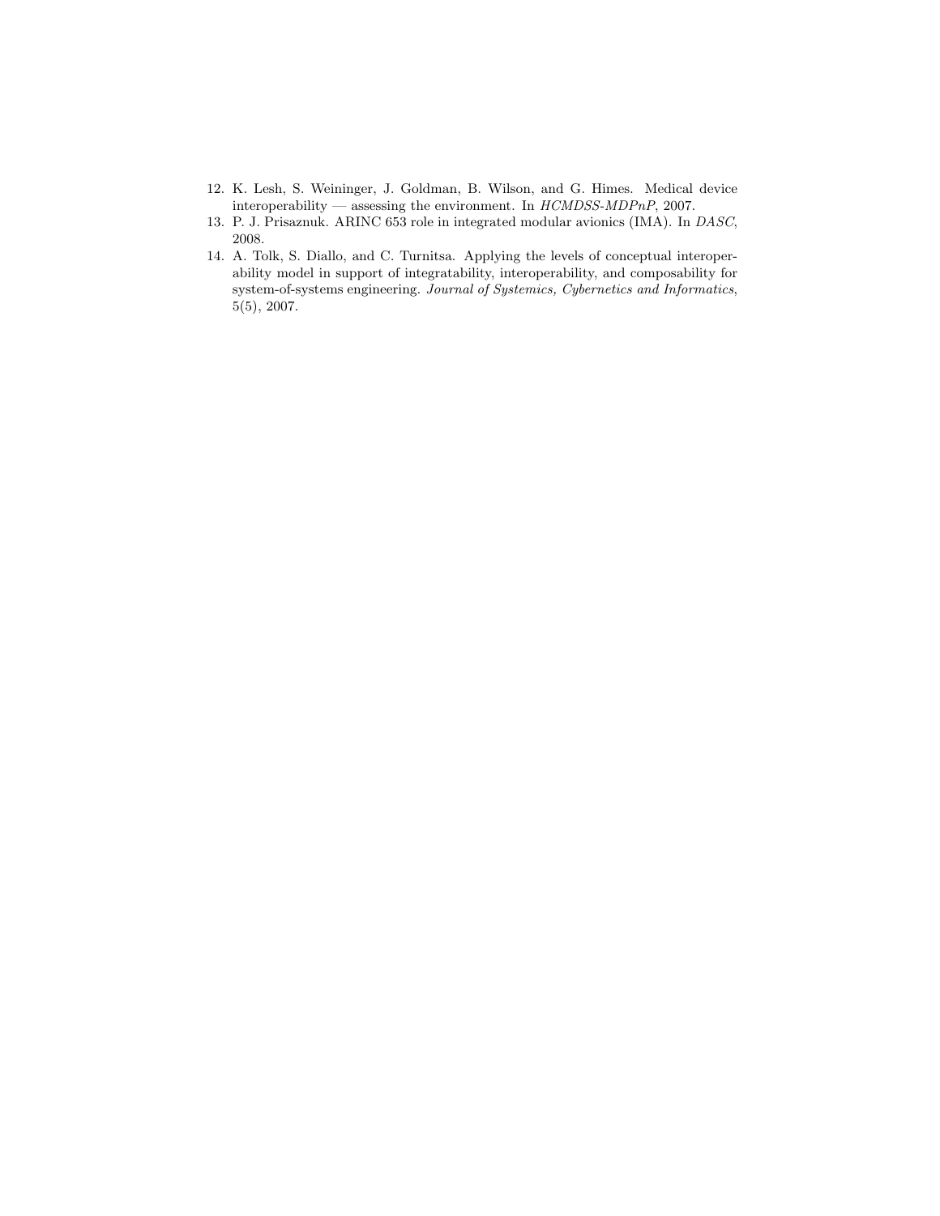12. K. Lesh, S. Weininger, J. Goldman, B. Wilson, and G. Himes. Medical device interoperability — assessing the environment. In *HCMDSS-MDPnP*, 2007.
13. P. J. Prisaznuk. ARINC 653 role in integrated modular avionics (IMA). In *DASC*, 2008.
14. A. Tolk, S. Diallo, and C. Turnitsa. Applying the levels of conceptual interoperability model in support of integratability, interoperability, and composability for system-of-systems engineering. *Journal of Systemics, Cybernetics and Informatics*, 5(5), 2007.